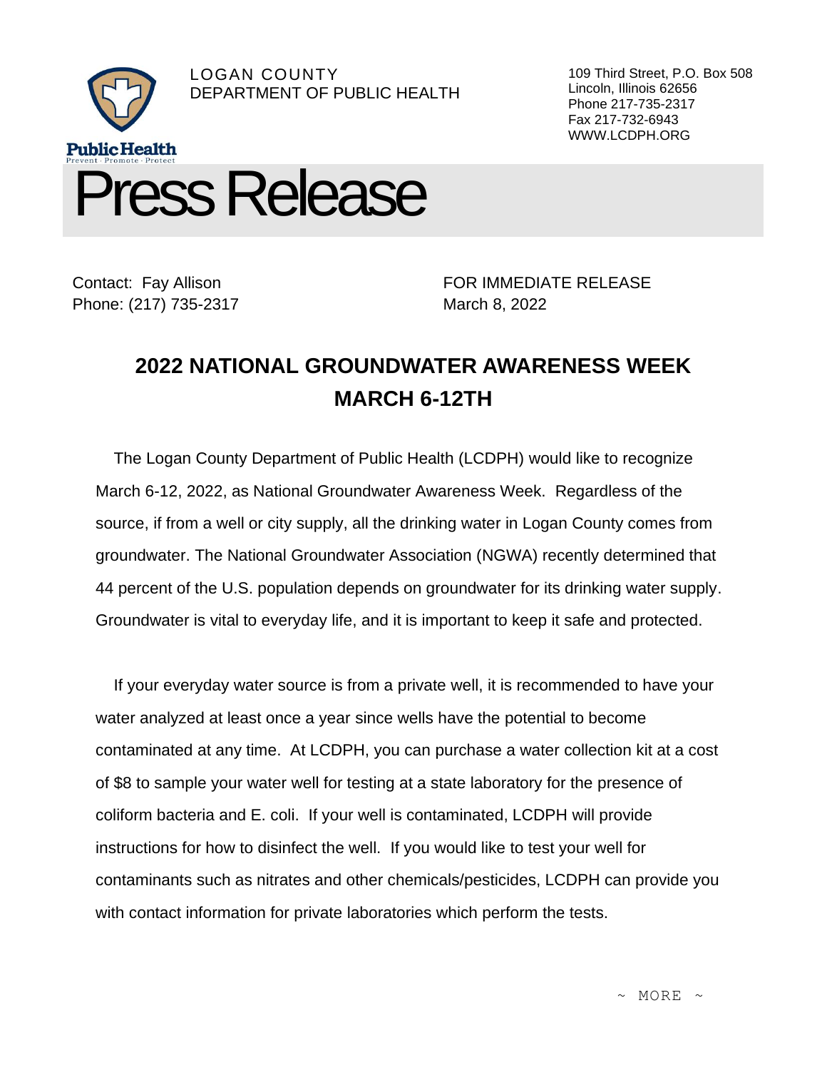LOGAN COUNTY
DEPARTMENT OF PUBLIC HEALTH

Public Health
Prevent · Promote · Protect

109 Third Street, P.O. Box 508
Lincoln, Illinois 62656
Phone 217-735-2317
Fax 217-732-6943
WWW.LCDPH.ORG

# Press Release

Contact: Fay Allison
Phone: (217) 735-2317

FOR IMMEDIATE RELEASE
March 8, 2022

## 2022 NATIONAL GROUNDWATER AWARENESS WEEK MARCH 6-12TH

The Logan County Department of Public Health (LCDPH) would like to recognize March 6-12, 2022, as National Groundwater Awareness Week. Regardless of the source, if from a well or city supply, all the drinking water in Logan County comes from groundwater. The National Groundwater Association (NGWA) recently determined that 44 percent of the U.S. population depends on groundwater for its drinking water supply. Groundwater is vital to everyday life, and it is important to keep it safe and protected.

If your everyday water source is from a private well, it is recommended to have your water analyzed at least once a year since wells have the potential to become contaminated at any time. At LCDPH, you can purchase a water collection kit at a cost of $8 to sample your water well for testing at a state laboratory for the presence of coliform bacteria and E. coli. If your well is contaminated, LCDPH will provide instructions for how to disinfect the well. If you would like to test your well for contaminants such as nitrates and other chemicals/pesticides, LCDPH can provide you with contact information for private laboratories which perform the tests.

~ MORE ~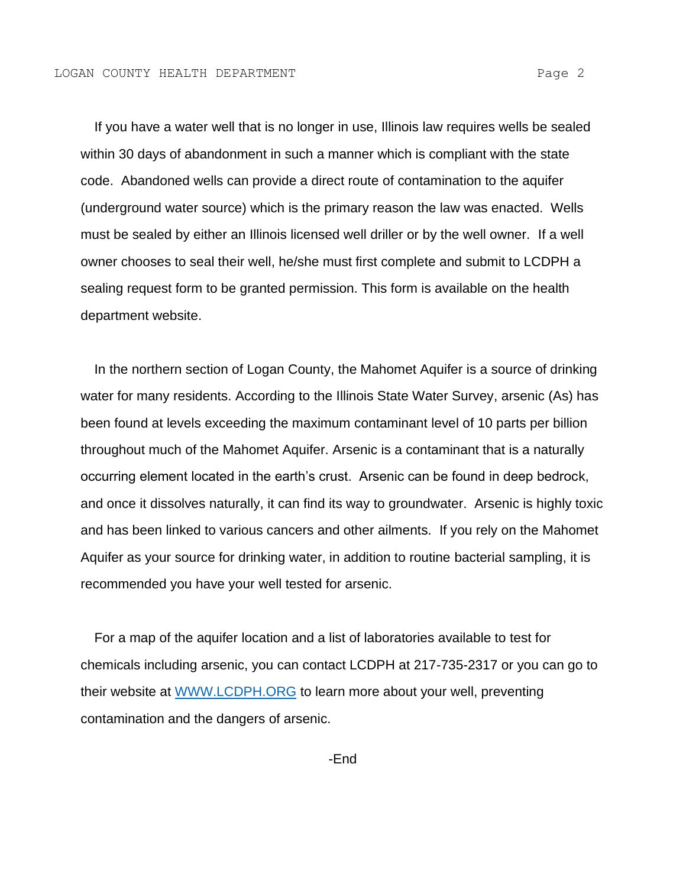If you have a water well that is no longer in use, Illinois law requires wells be sealed within 30 days of abandonment in such a manner which is compliant with the state code. Abandoned wells can provide a direct route of contamination to the aquifer (underground water source) which is the primary reason the law was enacted. Wells must be sealed by either an Illinois licensed well driller or by the well owner. If a well owner chooses to seal their well, he/she must first complete and submit to LCDPH a sealing request form to be granted permission. This form is available on the health department website.

In the northern section of Logan County, the Mahomet Aquifer is a source of drinking water for many residents. According to the Illinois State Water Survey, arsenic (As) has been found at levels exceeding the maximum contaminant level of 10 parts per billion throughout much of the Mahomet Aquifer. Arsenic is a contaminant that is a naturally occurring element located in the earth's crust. Arsenic can be found in deep bedrock, and once it dissolves naturally, it can find its way to groundwater. Arsenic is highly toxic and has been linked to various cancers and other ailments. If you rely on the Mahomet Aquifer as your source for drinking water, in addition to routine bacterial sampling, it is recommended you have your well tested for arsenic.

For a map of the aquifer location and a list of laboratories available to test for chemicals including arsenic, you can contact LCDPH at 217-735-2317 or you can go to their website at [WWW.LCDPH.ORG](http://WWW.LCDPH.ORG) to learn more about your well, preventing contamination and the dangers of arsenic.

-End